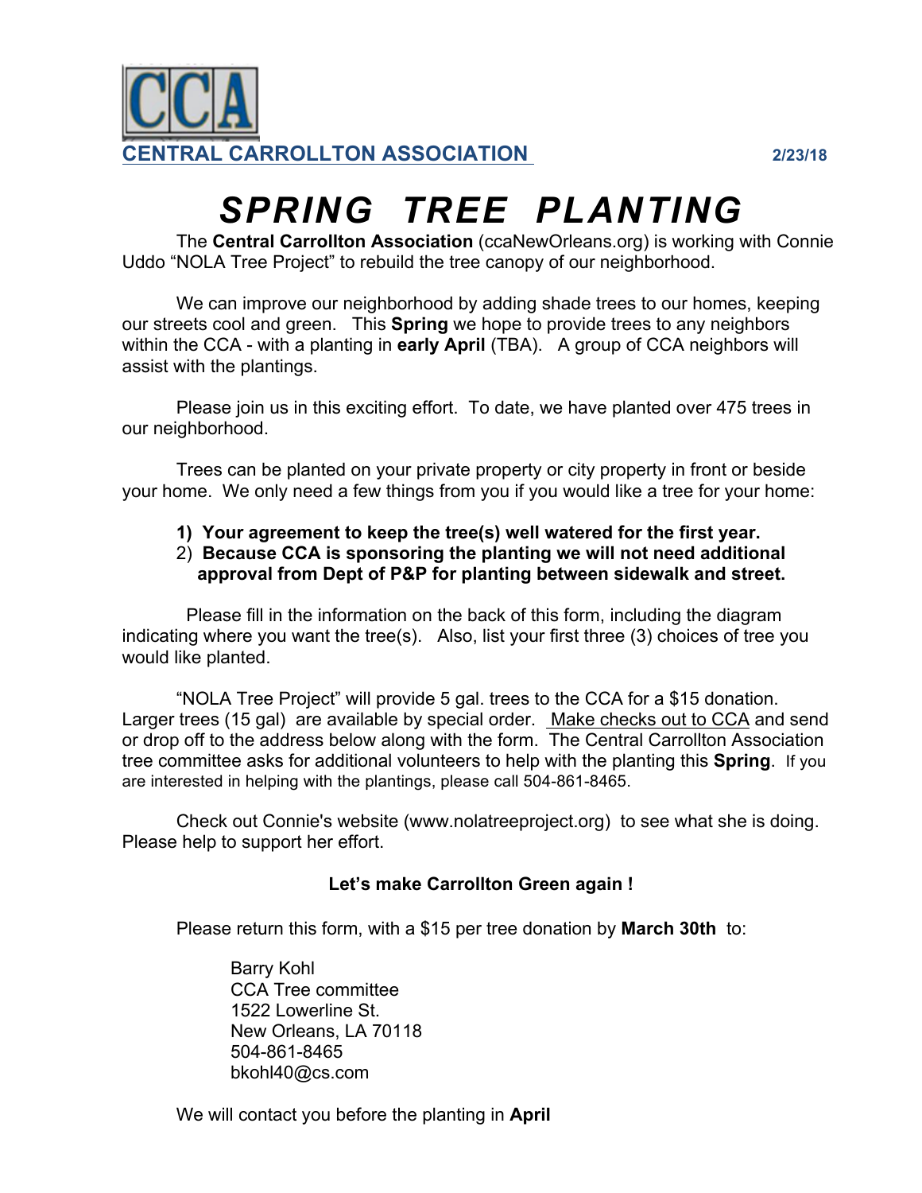**CCA**

**CENTRAL CARROLLTON ASSOCIATION** **2/23/18**

# *SPRING TREE PLANTING*

The **Central Carrollton Association** (ccaNewOrleans.org) is working with Connie Uddo "NOLA Tree Project" to rebuild the tree canopy of our neighborhood.

We can improve our neighborhood by adding shade trees to our homes, keeping our streets cool and green. This **Spring** we hope to provide trees to any neighbors within the CCA - with a planting in **early April** (TBA). A group of CCA neighbors will assist with the plantings.

Please join us in this exciting effort. To date, we have planted over 475 trees in our neighborhood.

Trees can be planted on your private property or city property in front or beside your home. We only need a few things from you if you would like a tree for your home:

1) **Your agreement to keep the tree(s) well watered for the first year.**
2) **Because CCA is sponsoring the planting we will not need additional approval from Dept of P&P for planting between sidewalk and street.**

Please fill in the information on the back of this form, including the diagram indicating where you want the tree(s). Also, list your first three (3) choices of tree you would like planted.

"NOLA Tree Project" will provide 5 gal. trees to the CCA for a $15 donation. Larger trees (15 gal) are available by special order. Make checks out to CCA and send or drop off to the address below along with the form. The Central Carrollton Association tree committee asks for additional volunteers to help with the planting this **Spring**. If you are interested in helping with the plantings, please call 504-861-8465.

Check out Connie's website (www.nolatreeproject.org) to see what she is doing. Please help to support her effort.

**Let's make Carrollton Green again !**

Please return this form, with a $15 per tree donation by **March 30th** to:

Barry Kohl
CCA Tree committee
1522 Lowerline St.
New Orleans, LA 70118
504-861-8465
bkohl40@cs.com

We will contact you before the planting in **April**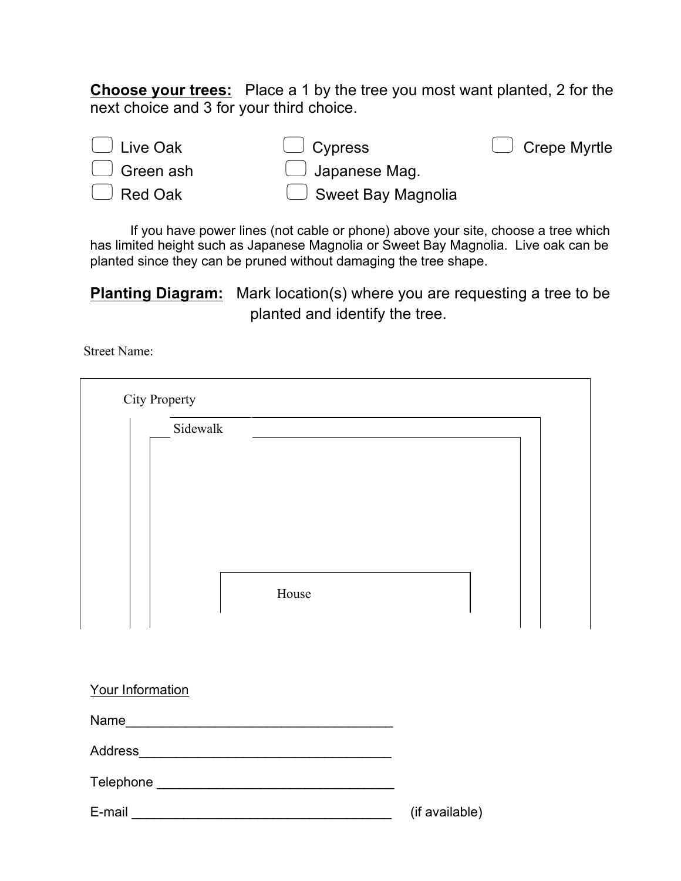**Choose your trees:** Place a 1 by the tree you most want planted, 2 for the next choice and 3 for your third choice.

- ☐ Live Oak
- ☐ Green ash
- ☐ Red Oak
- ☐ Cypress
- ☐ Japanese Mag.
- ☐ Sweet Bay Magnolia
- ☐ Crepe Myrtle

If you have power lines (not cable or phone) above your site, choose a tree which has limited height such as Japanese Magnolia or Sweet Bay Magnolia. Live oak can be planted since they can be pruned without damaging the tree shape.

**Planting Diagram:** Mark location(s) where you are requesting a tree to be planted and identify the tree.

Street Name:

City Property

Sidewalk

House

Your Information

Name___________________________________

Address_________________________________

Telephone _______________________________

E-mail __________________________________ (if available)